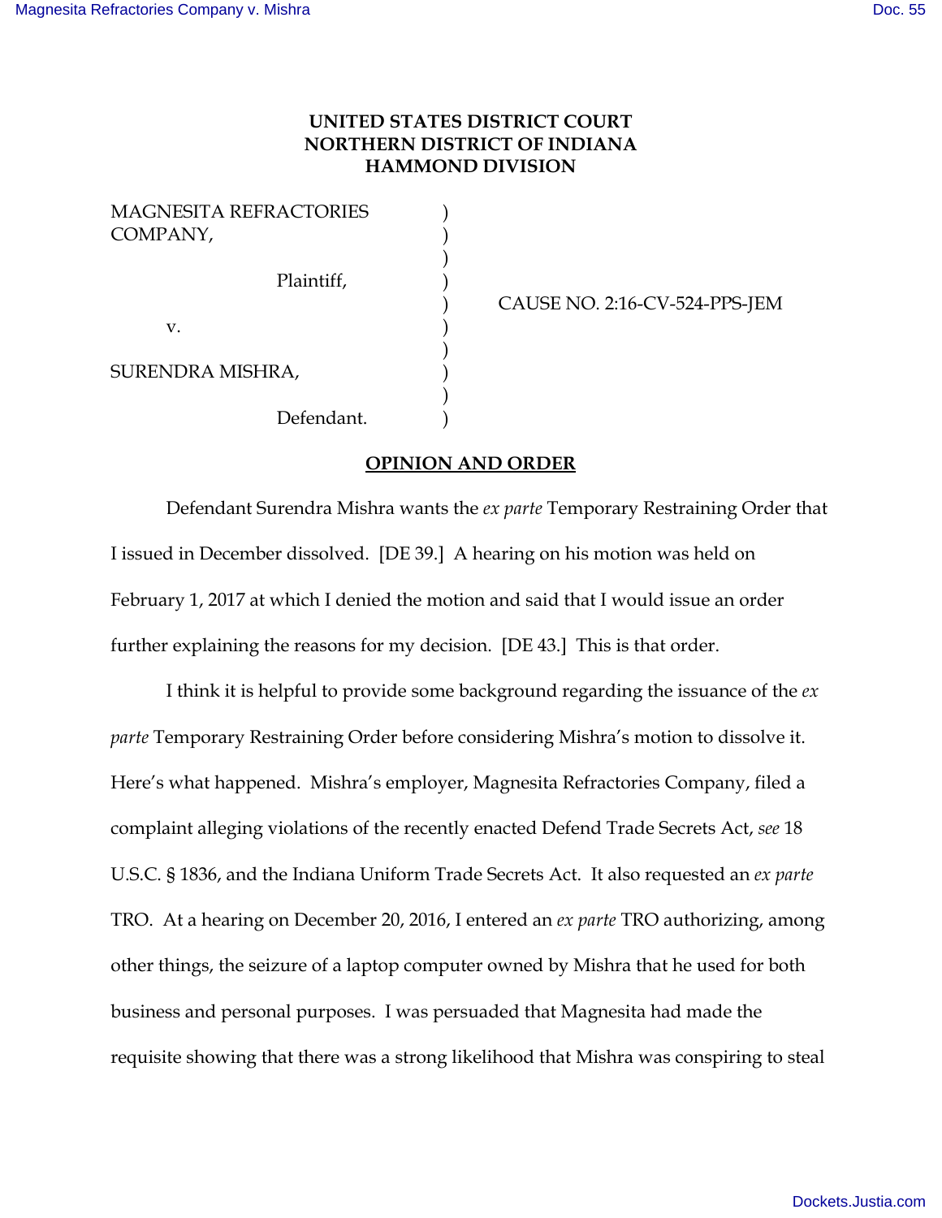**UNITED STATES DISTRICT COURT**
**NORTHERN DISTRICT OF INDIANA**
**HAMMOND DIVISION**

MAGNESITA REFRACTORIES COMPANY,

Plaintiff,

v.

SURENDRA MISHRA,

Defendant.

CAUSE NO. 2:16-CV-524-PPS-JEM

**OPINION AND ORDER**

Defendant Surendra Mishra wants the *ex parte* Temporary Restraining Order that I issued in December dissolved. [DE 39.] A hearing on his motion was held on February 1, 2017 at which I denied the motion and said that I would issue an order further explaining the reasons for my decision. [DE 43.] This is that order.

I think it is helpful to provide some background regarding the issuance of the *ex parte* Temporary Restraining Order before considering Mishra's motion to dissolve it. Here's what happened. Mishra's employer, Magnesita Refractories Company, filed a complaint alleging violations of the recently enacted Defend Trade Secrets Act, *see* 18 U.S.C. § 1836, and the Indiana Uniform Trade Secrets Act. It also requested an *ex parte* TRO. At a hearing on December 20, 2016, I entered an *ex parte* TRO authorizing, among other things, the seizure of a laptop computer owned by Mishra that he used for both business and personal purposes. I was persuaded that Magnesita had made the requisite showing that there was a strong likelihood that Mishra was conspiring to steal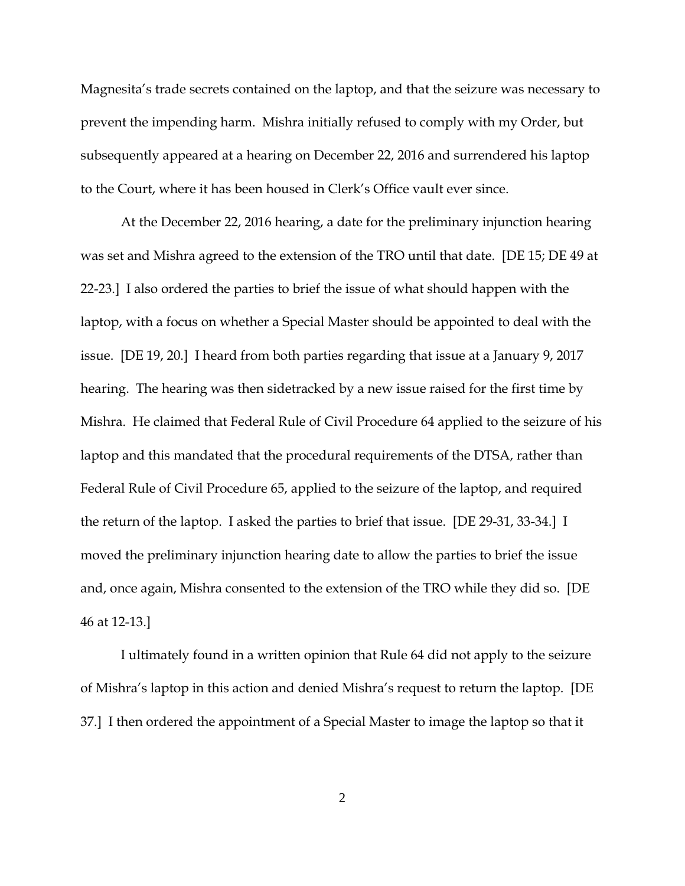Magnesita's trade secrets contained on the laptop, and that the seizure was necessary to prevent the impending harm. Mishra initially refused to comply with my Order, but subsequently appeared at a hearing on December 22, 2016 and surrendered his laptop to the Court, where it has been housed in Clerk's Office vault ever since.

At the December 22, 2016 hearing, a date for the preliminary injunction hearing was set and Mishra agreed to the extension of the TRO until that date. [DE 15; DE 49 at 22-23.] I also ordered the parties to brief the issue of what should happen with the laptop, with a focus on whether a Special Master should be appointed to deal with the issue. [DE 19, 20.] I heard from both parties regarding that issue at a January 9, 2017 hearing. The hearing was then sidetracked by a new issue raised for the first time by Mishra. He claimed that Federal Rule of Civil Procedure 64 applied to the seizure of his laptop and this mandated that the procedural requirements of the DTSA, rather than Federal Rule of Civil Procedure 65, applied to the seizure of the laptop, and required the return of the laptop. I asked the parties to brief that issue. [DE 29-31, 33-34.] I moved the preliminary injunction hearing date to allow the parties to brief the issue and, once again, Mishra consented to the extension of the TRO while they did so. [DE 46 at 12-13.]

I ultimately found in a written opinion that Rule 64 did not apply to the seizure of Mishra's laptop in this action and denied Mishra's request to return the laptop. [DE 37.] I then ordered the appointment of a Special Master to image the laptop so that it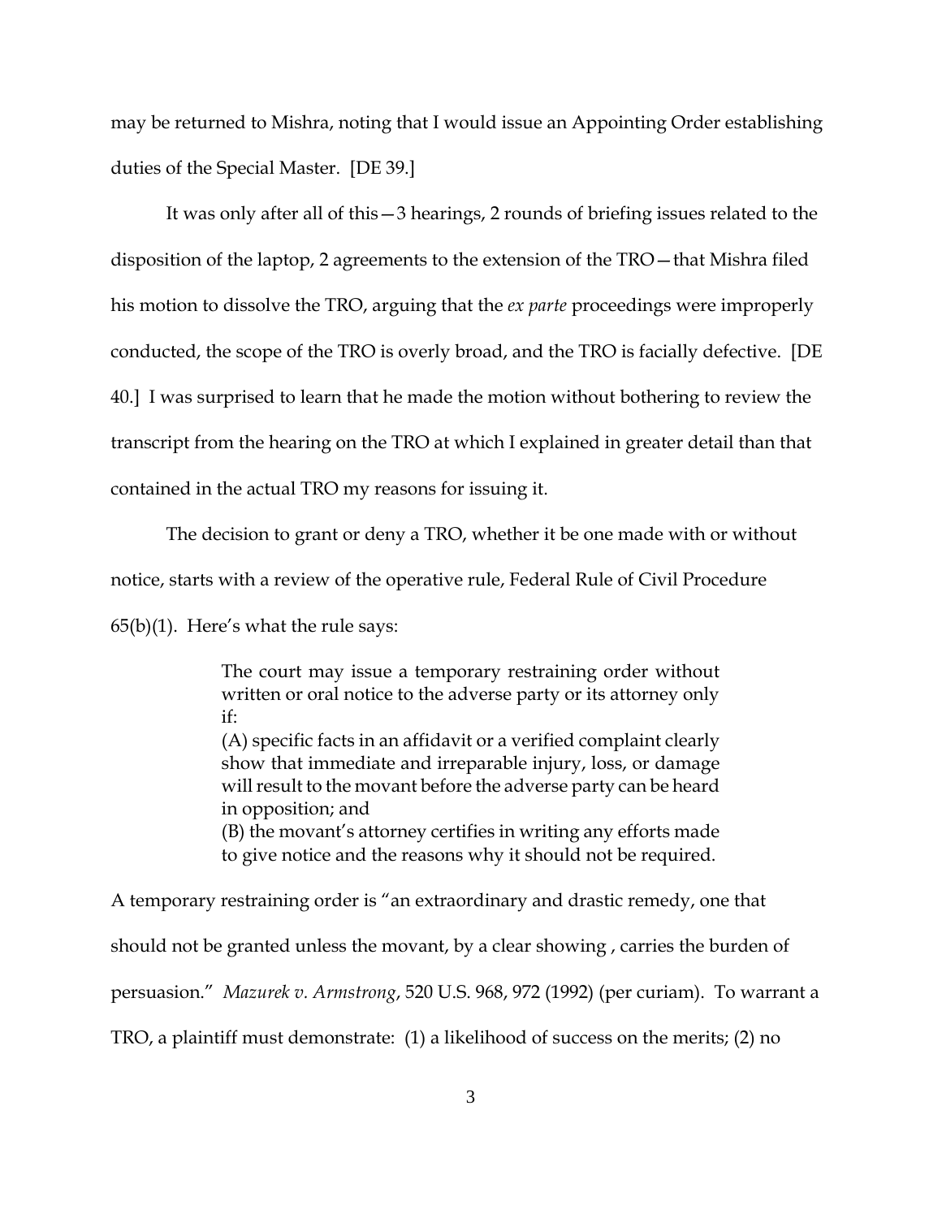may be returned to Mishra, noting that I would issue an Appointing Order establishing duties of the Special Master. [DE 39.]

It was only after all of this—3 hearings, 2 rounds of briefing issues related to the disposition of the laptop, 2 agreements to the extension of the TRO—that Mishra filed his motion to dissolve the TRO, arguing that the *ex parte* proceedings were improperly conducted, the scope of the TRO is overly broad, and the TRO is facially defective. [DE 40.] I was surprised to learn that he made the motion without bothering to review the transcript from the hearing on the TRO at which I explained in greater detail than that contained in the actual TRO my reasons for issuing it.

The decision to grant or deny a TRO, whether it be one made with or without notice, starts with a review of the operative rule, Federal Rule of Civil Procedure 65(b)(1). Here's what the rule says:

> The court may issue a temporary restraining order without written or oral notice to the adverse party or its attorney only if:
> (A) specific facts in an affidavit or a verified complaint clearly show that immediate and irreparable injury, loss, or damage will result to the movant before the adverse party can be heard in opposition; and
> (B) the movant's attorney certifies in writing any efforts made to give notice and the reasons why it should not be required.

A temporary restraining order is "an extraordinary and drastic remedy, one that should not be granted unless the movant, by a clear showing , carries the burden of persuasion." *Mazurek v. Armstrong*, 520 U.S. 968, 972 (1992) (per curiam). To warrant a TRO, a plaintiff must demonstrate: (1) a likelihood of success on the merits; (2) no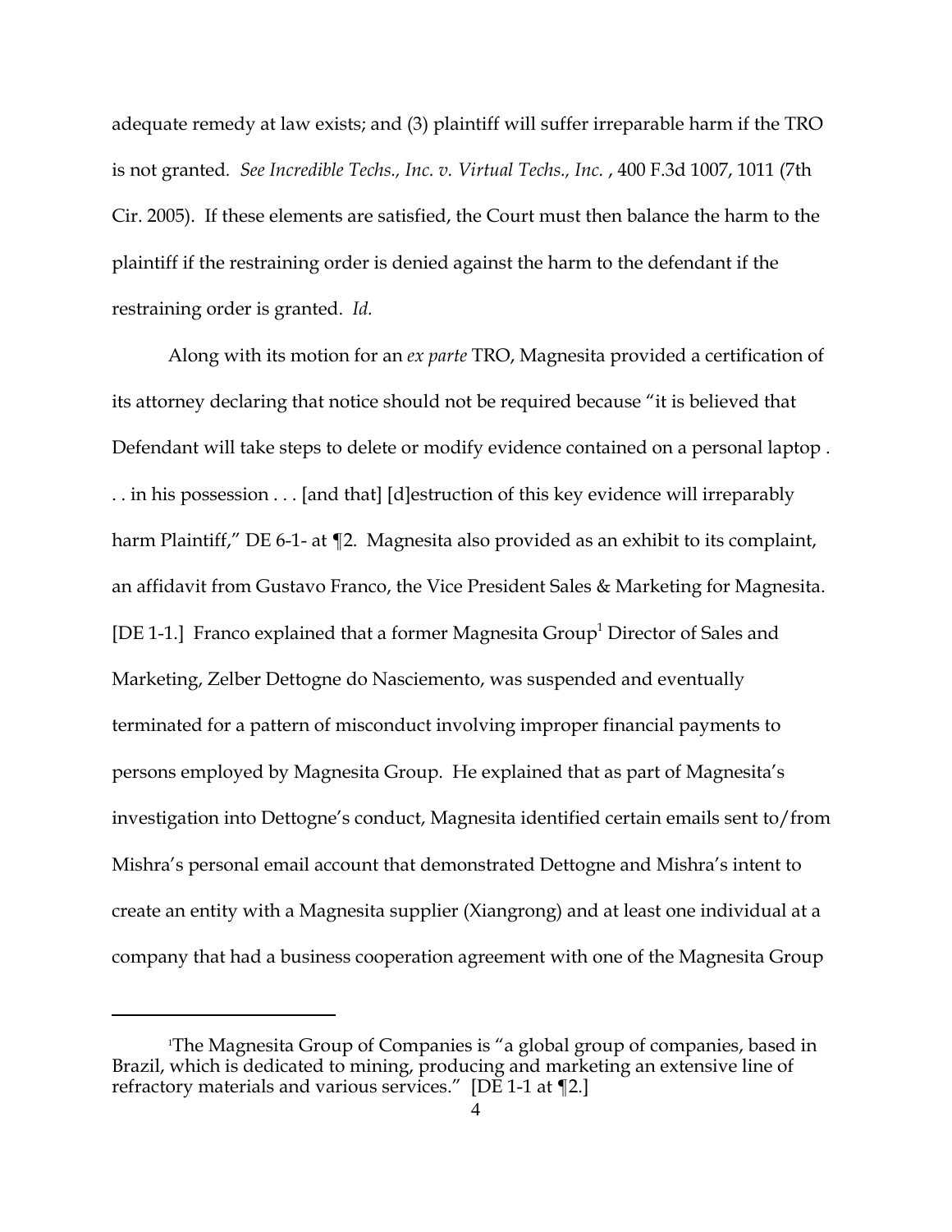adequate remedy at law exists; and (3) plaintiff will suffer irreparable harm if the TRO is not granted. *See Incredible Techs., Inc. v. Virtual Techs., Inc.* , 400 F.3d 1007, 1011 (7th Cir. 2005). If these elements are satisfied, the Court must then balance the harm to the plaintiff if the restraining order is denied against the harm to the defendant if the restraining order is granted. *Id.*

Along with its motion for an *ex parte* TRO, Magnesita provided a certification of its attorney declaring that notice should not be required because "it is believed that Defendant will take steps to delete or modify evidence contained on a personal laptop . . . in his possession . . . [and that] [d]estruction of this key evidence will irreparably harm Plaintiff," DE 6-1- at ¶2. Magnesita also provided as an exhibit to its complaint, an affidavit from Gustavo Franco, the Vice President Sales & Marketing for Magnesita. [DE 1-1.] Franco explained that a former Magnesita Group[1] Director of Sales and Marketing, Zelber Dettogne do Nasciemento, was suspended and eventually terminated for a pattern of misconduct involving improper financial payments to persons employed by Magnesita Group. He explained that as part of Magnesita's investigation into Dettogne's conduct, Magnesita identified certain emails sent to/from Mishra's personal email account that demonstrated Dettogne and Mishra's intent to create an entity with a Magnesita supplier (Xiangrong) and at least one individual at a company that had a business cooperation agreement with one of the Magnesita Group

[1] The Magnesita Group of Companies is "a global group of companies, based in Brazil, which is dedicated to mining, producing and marketing an extensive line of refractory materials and various services." [DE 1-1 at ¶2.]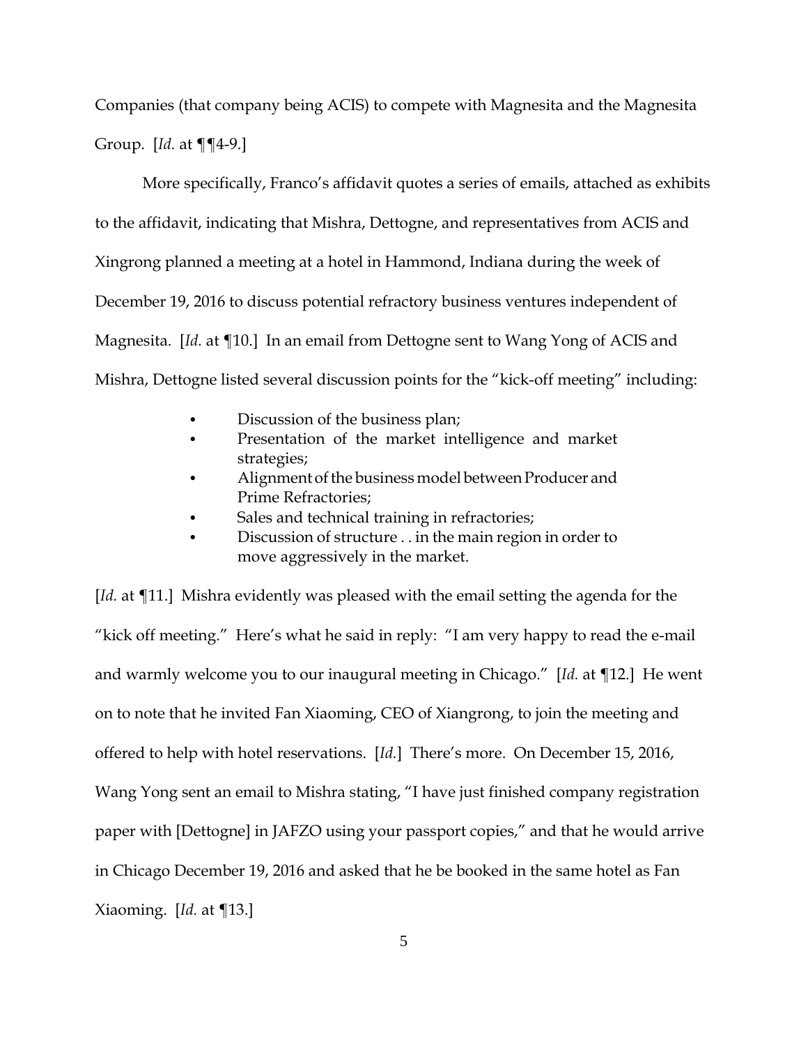Companies (that company being ACIS) to compete with Magnesita and the Magnesita Group. [*Id.* at ¶¶4-9.]

More specifically, Franco's affidavit quotes a series of emails, attached as exhibits to the affidavit, indicating that Mishra, Dettogne, and representatives from ACIS and Xingrong planned a meeting at a hotel in Hammond, Indiana during the week of December 19, 2016 to discuss potential refractory business ventures independent of Magnesita. [*Id.* at ¶10.] In an email from Dettogne sent to Wang Yong of ACIS and Mishra, Dettogne listed several discussion points for the "kick-off meeting" including:

- Discussion of the business plan;
- Presentation of the market intelligence and market strategies;
- Alignment of the business model between Producer and Prime Refractories;
- Sales and technical training in refractories;
- Discussion of structure . . in the main region in order to move aggressively in the market.

[*Id.* at ¶11.] Mishra evidently was pleased with the email setting the agenda for the "kick off meeting." Here's what he said in reply: "I am very happy to read the e-mail and warmly welcome you to our inaugural meeting in Chicago." [*Id.* at ¶12.] He went on to note that he invited Fan Xiaoming, CEO of Xiangrong, to join the meeting and offered to help with hotel reservations. [*Id.*] There's more. On December 15, 2016, Wang Yong sent an email to Mishra stating, "I have just finished company registration paper with [Dettogne] in JAFZO using your passport copies," and that he would arrive in Chicago December 19, 2016 and asked that he be booked in the same hotel as Fan Xiaoming. [*Id.* at ¶13.]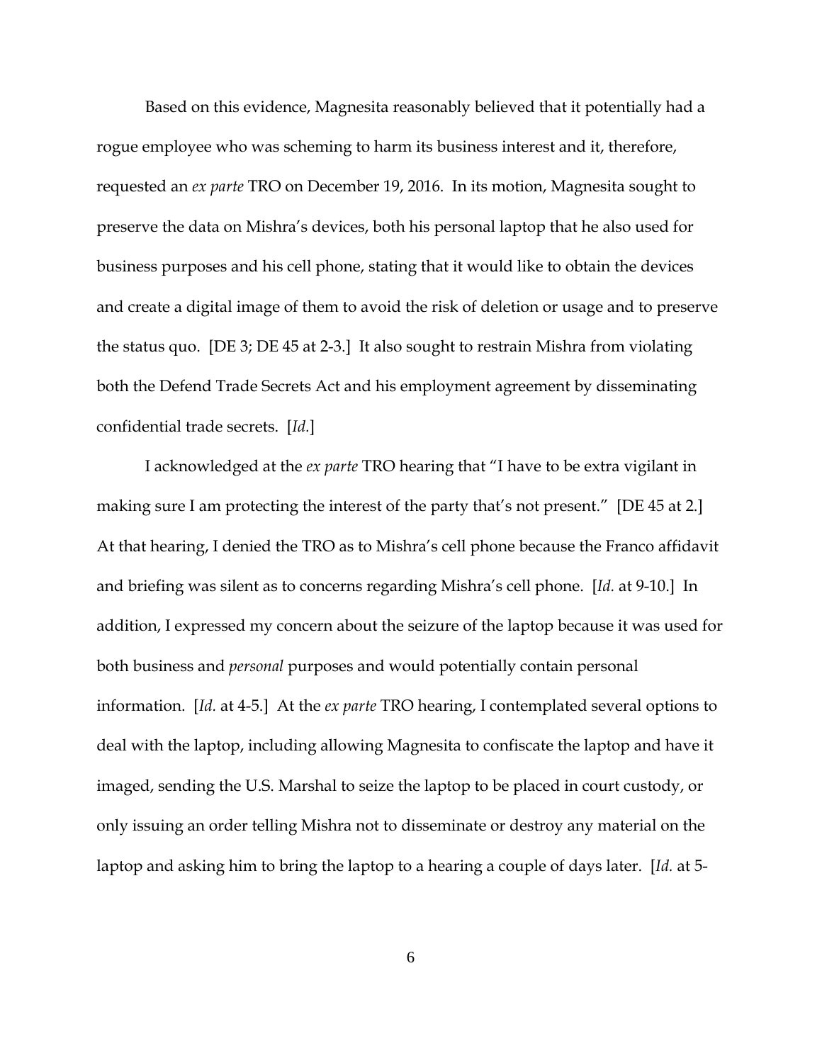Based on this evidence, Magnesita reasonably believed that it potentially had a rogue employee who was scheming to harm its business interest and it, therefore, requested an *ex parte* TRO on December 19, 2016. In its motion, Magnesita sought to preserve the data on Mishra's devices, both his personal laptop that he also used for business purposes and his cell phone, stating that it would like to obtain the devices and create a digital image of them to avoid the risk of deletion or usage and to preserve the status quo. [DE 3; DE 45 at 2-3.] It also sought to restrain Mishra from violating both the Defend Trade Secrets Act and his employment agreement by disseminating confidential trade secrets. [*Id.*]

I acknowledged at the *ex parte* TRO hearing that "I have to be extra vigilant in making sure I am protecting the interest of the party that's not present." [DE 45 at 2.] At that hearing, I denied the TRO as to Mishra's cell phone because the Franco affidavit and briefing was silent as to concerns regarding Mishra's cell phone. [*Id.* at 9-10.] In addition, I expressed my concern about the seizure of the laptop because it was used for both business and *personal* purposes and would potentially contain personal information. [*Id.* at 4-5.] At the *ex parte* TRO hearing, I contemplated several options to deal with the laptop, including allowing Magnesita to confiscate the laptop and have it imaged, sending the U.S. Marshal to seize the laptop to be placed in court custody, or only issuing an order telling Mishra not to disseminate or destroy any material on the laptop and asking him to bring the laptop to a hearing a couple of days later. [*Id.* at 5-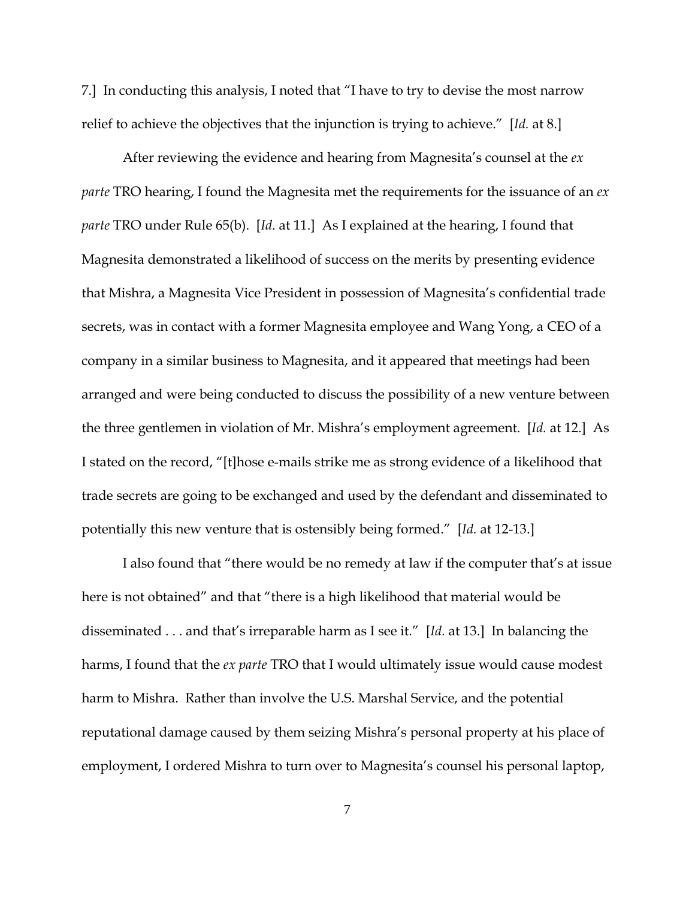7.] In conducting this analysis, I noted that "I have to try to devise the most narrow relief to achieve the objectives that the injunction is trying to achieve." [*Id.* at 8.]

After reviewing the evidence and hearing from Magnesita's counsel at the *ex parte* TRO hearing, I found the Magnesita met the requirements for the issuance of an *ex parte* TRO under Rule 65(b). [*Id.* at 11.] As I explained at the hearing, I found that Magnesita demonstrated a likelihood of success on the merits by presenting evidence that Mishra, a Magnesita Vice President in possession of Magnesita's confidential trade secrets, was in contact with a former Magnesita employee and Wang Yong, a CEO of a company in a similar business to Magnesita, and it appeared that meetings had been arranged and were being conducted to discuss the possibility of a new venture between the three gentlemen in violation of Mr. Mishra's employment agreement. [*Id.* at 12.] As I stated on the record, "[t]hose e-mails strike me as strong evidence of a likelihood that trade secrets are going to be exchanged and used by the defendant and disseminated to potentially this new venture that is ostensibly being formed." [*Id.* at 12-13.]

I also found that "there would be no remedy at law if the computer that's at issue here is not obtained" and that "there is a high likelihood that material would be disseminated . . . and that's irreparable harm as I see it." [*Id.* at 13.] In balancing the harms, I found that the *ex parte* TRO that I would ultimately issue would cause modest harm to Mishra. Rather than involve the U.S. Marshal Service, and the potential reputational damage caused by them seizing Mishra's personal property at his place of employment, I ordered Mishra to turn over to Magnesita's counsel his personal laptop,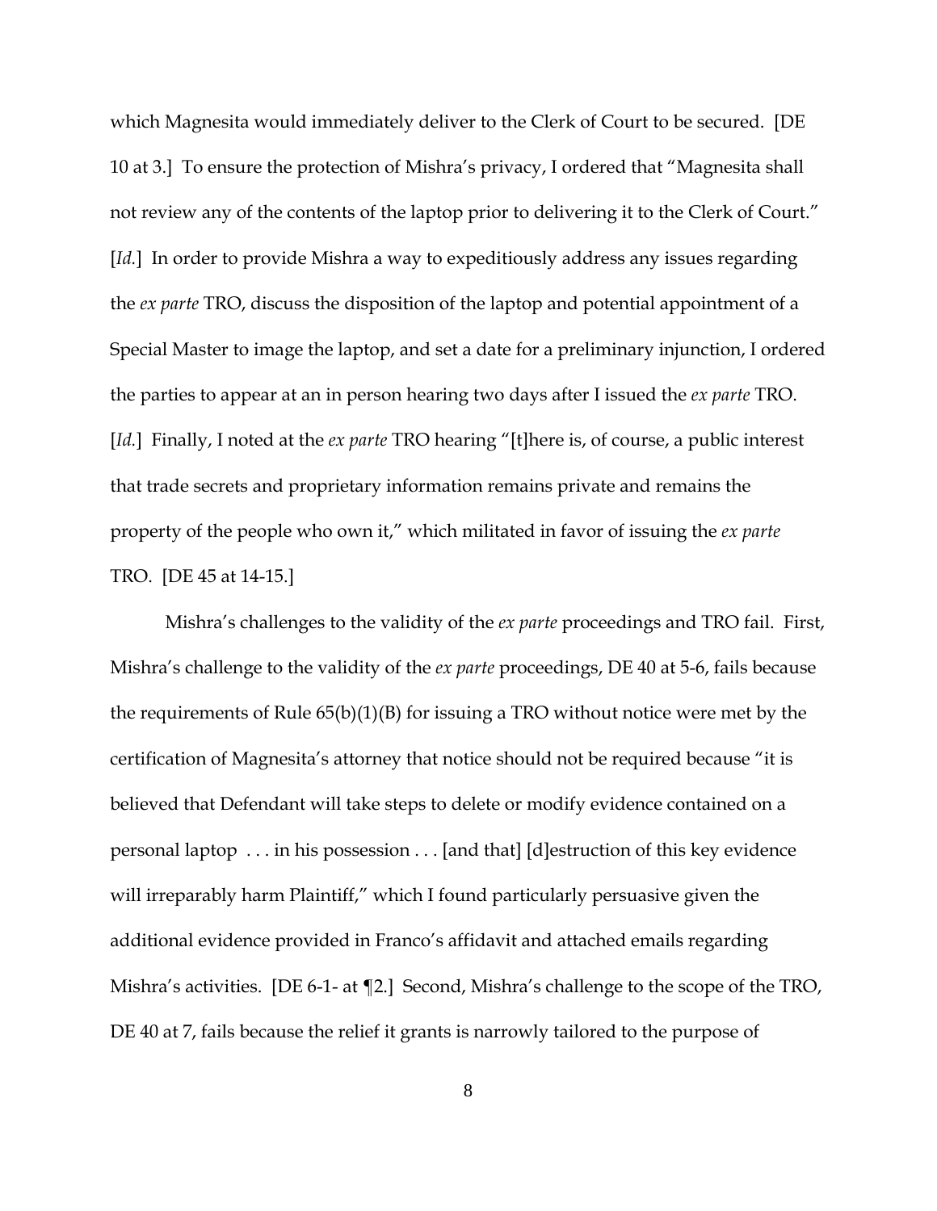which Magnesita would immediately deliver to the Clerk of Court to be secured. [DE 10 at 3.] To ensure the protection of Mishra's privacy, I ordered that "Magnesita shall not review any of the contents of the laptop prior to delivering it to the Clerk of Court." [*Id.*] In order to provide Mishra a way to expeditiously address any issues regarding the *ex parte* TRO, discuss the disposition of the laptop and potential appointment of a Special Master to image the laptop, and set a date for a preliminary injunction, I ordered the parties to appear at an in person hearing two days after I issued the *ex parte* TRO. [*Id.*] Finally, I noted at the *ex parte* TRO hearing "[t]here is, of course, a public interest that trade secrets and proprietary information remains private and remains the property of the people who own it," which militated in favor of issuing the *ex parte* TRO. [DE 45 at 14-15.]

Mishra's challenges to the validity of the *ex parte* proceedings and TRO fail. First, Mishra's challenge to the validity of the *ex parte* proceedings, DE 40 at 5-6, fails because the requirements of Rule 65(b)(1)(B) for issuing a TRO without notice were met by the certification of Magnesita's attorney that notice should not be required because "it is believed that Defendant will take steps to delete or modify evidence contained on a personal laptop . . . in his possession . . . [and that] [d]estruction of this key evidence will irreparably harm Plaintiff," which I found particularly persuasive given the additional evidence provided in Franco's affidavit and attached emails regarding Mishra's activities. [DE 6-1- at ¶2.] Second, Mishra's challenge to the scope of the TRO, DE 40 at 7, fails because the relief it grants is narrowly tailored to the purpose of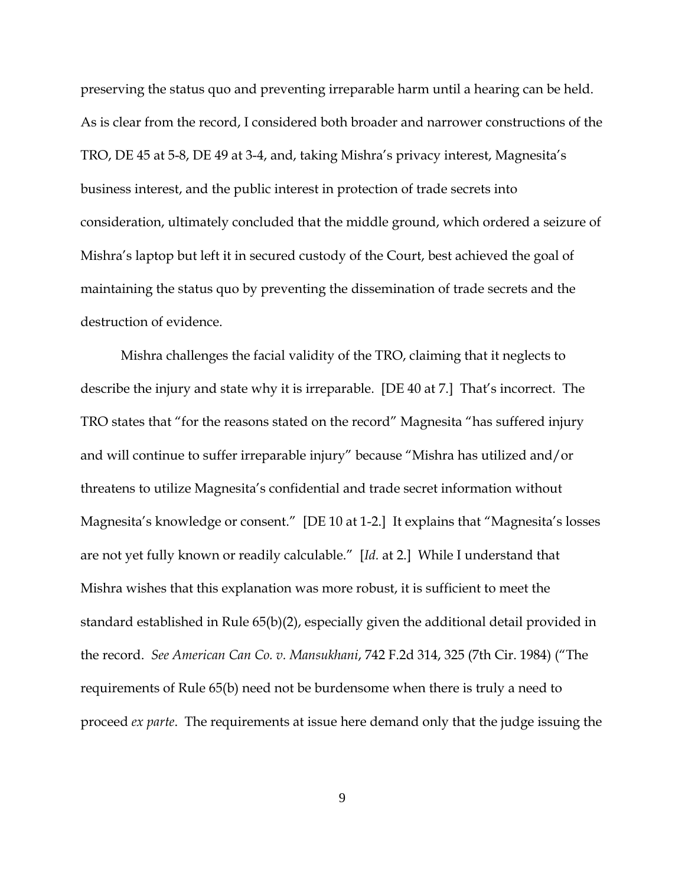preserving the status quo and preventing irreparable harm until a hearing can be held. As is clear from the record, I considered both broader and narrower constructions of the TRO, DE 45 at 5-8, DE 49 at 3-4, and, taking Mishra's privacy interest, Magnesita's business interest, and the public interest in protection of trade secrets into consideration, ultimately concluded that the middle ground, which ordered a seizure of Mishra's laptop but left it in secured custody of the Court, best achieved the goal of maintaining the status quo by preventing the dissemination of trade secrets and the destruction of evidence.

Mishra challenges the facial validity of the TRO, claiming that it neglects to describe the injury and state why it is irreparable. [DE 40 at 7.] That's incorrect. The TRO states that "for the reasons stated on the record" Magnesita "has suffered injury and will continue to suffer irreparable injury" because "Mishra has utilized and/or threatens to utilize Magnesita's confidential and trade secret information without Magnesita's knowledge or consent." [DE 10 at 1-2.] It explains that "Magnesita's losses are not yet fully known or readily calculable." [*Id.* at 2.] While I understand that Mishra wishes that this explanation was more robust, it is sufficient to meet the standard established in Rule 65(b)(2), especially given the additional detail provided in the record. *See American Can Co. v. Mansukhani*, 742 F.2d 314, 325 (7th Cir. 1984) ("The requirements of Rule 65(b) need not be burdensome when there is truly a need to proceed *ex parte*. The requirements at issue here demand only that the judge issuing the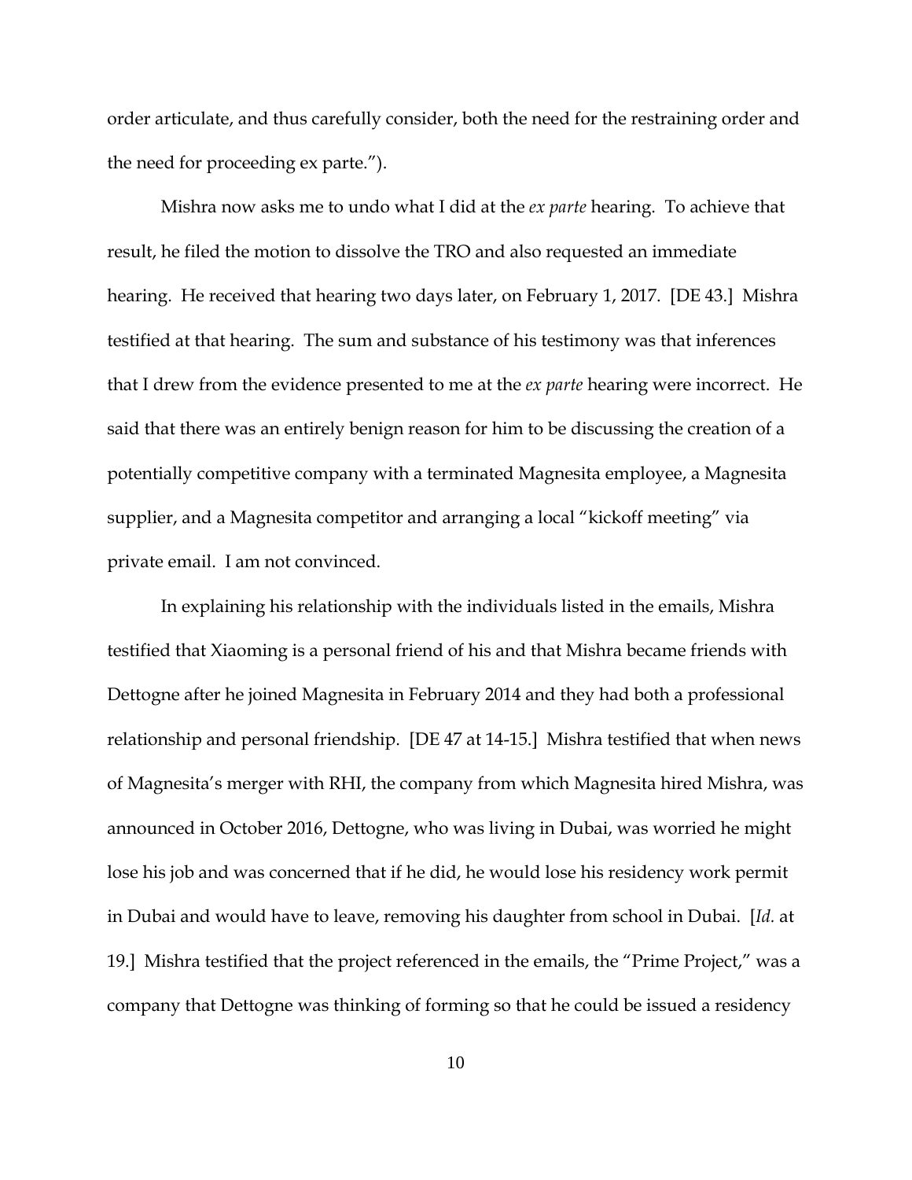order articulate, and thus carefully consider, both the need for the restraining order and the need for proceeding ex parte.").

Mishra now asks me to undo what I did at the *ex parte* hearing. To achieve that result, he filed the motion to dissolve the TRO and also requested an immediate hearing. He received that hearing two days later, on February 1, 2017. [DE 43.] Mishra testified at that hearing. The sum and substance of his testimony was that inferences that I drew from the evidence presented to me at the *ex parte* hearing were incorrect. He said that there was an entirely benign reason for him to be discussing the creation of a potentially competitive company with a terminated Magnesita employee, a Magnesita supplier, and a Magnesita competitor and arranging a local "kickoff meeting" via private email. I am not convinced.

In explaining his relationship with the individuals listed in the emails, Mishra testified that Xiaoming is a personal friend of his and that Mishra became friends with Dettogne after he joined Magnesita in February 2014 and they had both a professional relationship and personal friendship. [DE 47 at 14-15.] Mishra testified that when news of Magnesita's merger with RHI, the company from which Magnesita hired Mishra, was announced in October 2016, Dettogne, who was living in Dubai, was worried he might lose his job and was concerned that if he did, he would lose his residency work permit in Dubai and would have to leave, removing his daughter from school in Dubai. [*Id.* at 19.] Mishra testified that the project referenced in the emails, the "Prime Project," was a company that Dettogne was thinking of forming so that he could be issued a residency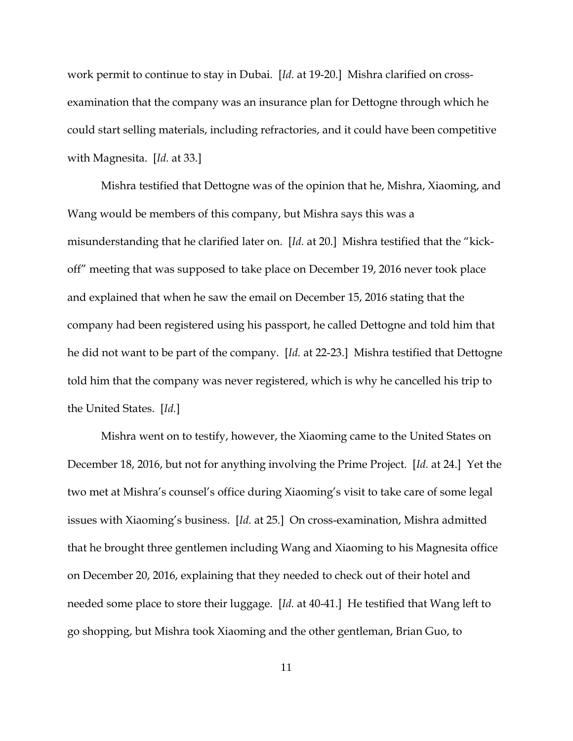work permit to continue to stay in Dubai. [*Id.* at 19-20.] Mishra clarified on cross-examination that the company was an insurance plan for Dettogne through which he could start selling materials, including refractories, and it could have been competitive with Magnesita. [*Id.* at 33.]

Mishra testified that Dettogne was of the opinion that he, Mishra, Xiaoming, and Wang would be members of this company, but Mishra says this was a misunderstanding that he clarified later on. [*Id.* at 20.] Mishra testified that the "kick-off" meeting that was supposed to take place on December 19, 2016 never took place and explained that when he saw the email on December 15, 2016 stating that the company had been registered using his passport, he called Dettogne and told him that he did not want to be part of the company. [*Id.* at 22-23.] Mishra testified that Dettogne told him that the company was never registered, which is why he cancelled his trip to the United States. [*Id.*]

Mishra went on to testify, however, the Xiaoming came to the United States on December 18, 2016, but not for anything involving the Prime Project. [*Id.* at 24.] Yet the two met at Mishra's counsel's office during Xiaoming's visit to take care of some legal issues with Xiaoming's business. [*Id.* at 25.] On cross-examination, Mishra admitted that he brought three gentlemen including Wang and Xiaoming to his Magnesita office on December 20, 2016, explaining that they needed to check out of their hotel and needed some place to store their luggage. [*Id.* at 40-41.] He testified that Wang left to go shopping, but Mishra took Xiaoming and the other gentleman, Brian Guo, to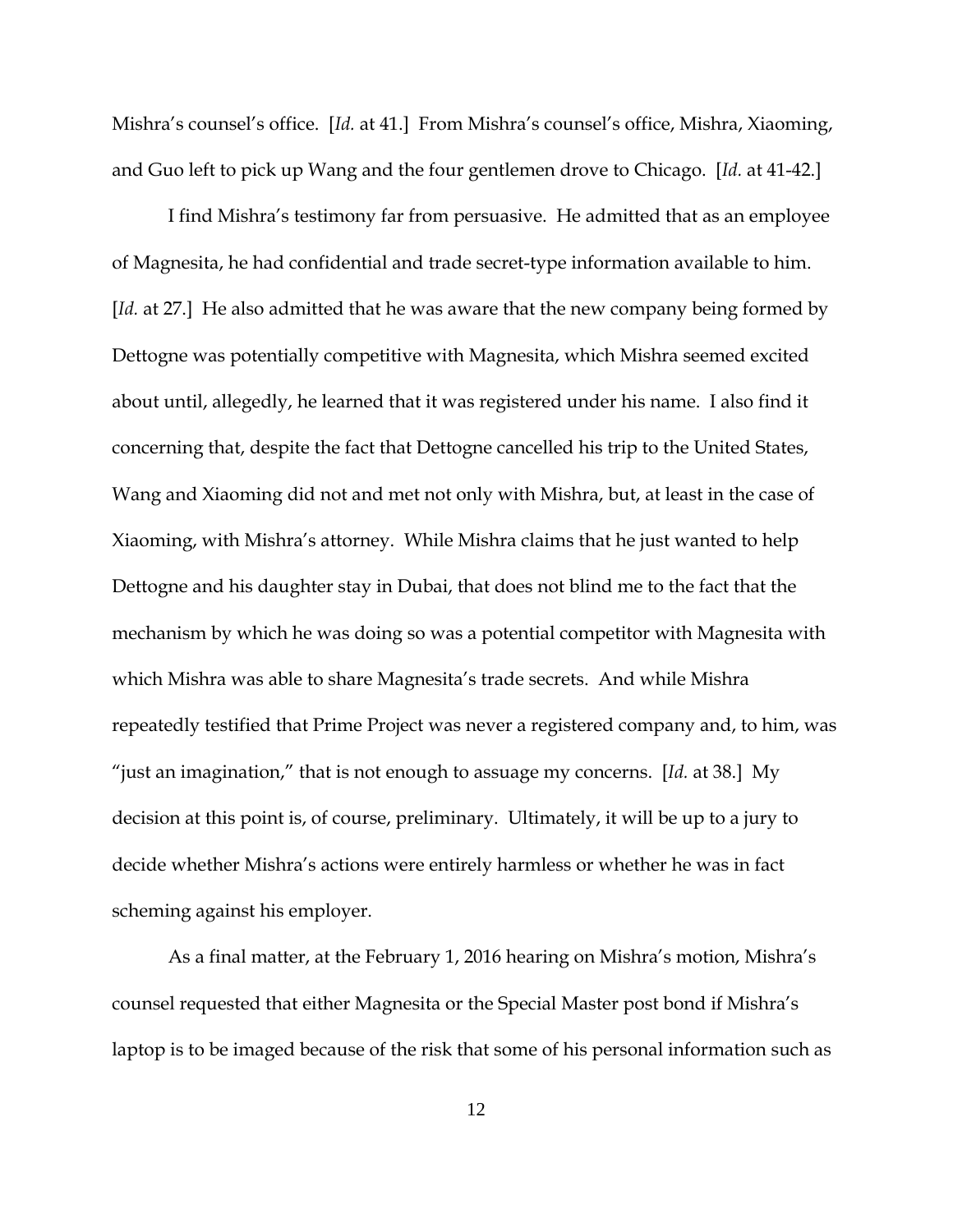Mishra's counsel's office. [*Id.* at 41.] From Mishra's counsel's office, Mishra, Xiaoming, and Guo left to pick up Wang and the four gentlemen drove to Chicago. [*Id.* at 41-42.]

I find Mishra's testimony far from persuasive. He admitted that as an employee of Magnesita, he had confidential and trade secret-type information available to him. [*Id.* at 27.] He also admitted that he was aware that the new company being formed by Dettogne was potentially competitive with Magnesita, which Mishra seemed excited about until, allegedly, he learned that it was registered under his name. I also find it concerning that, despite the fact that Dettogne cancelled his trip to the United States, Wang and Xiaoming did not and met not only with Mishra, but, at least in the case of Xiaoming, with Mishra's attorney. While Mishra claims that he just wanted to help Dettogne and his daughter stay in Dubai, that does not blind me to the fact that the mechanism by which he was doing so was a potential competitor with Magnesita with which Mishra was able to share Magnesita's trade secrets. And while Mishra repeatedly testified that Prime Project was never a registered company and, to him, was "just an imagination," that is not enough to assuage my concerns. [*Id.* at 38.] My decision at this point is, of course, preliminary. Ultimately, it will be up to a jury to decide whether Mishra's actions were entirely harmless or whether he was in fact scheming against his employer.

As a final matter, at the February 1, 2016 hearing on Mishra's motion, Mishra's counsel requested that either Magnesita or the Special Master post bond if Mishra's laptop is to be imaged because of the risk that some of his personal information such as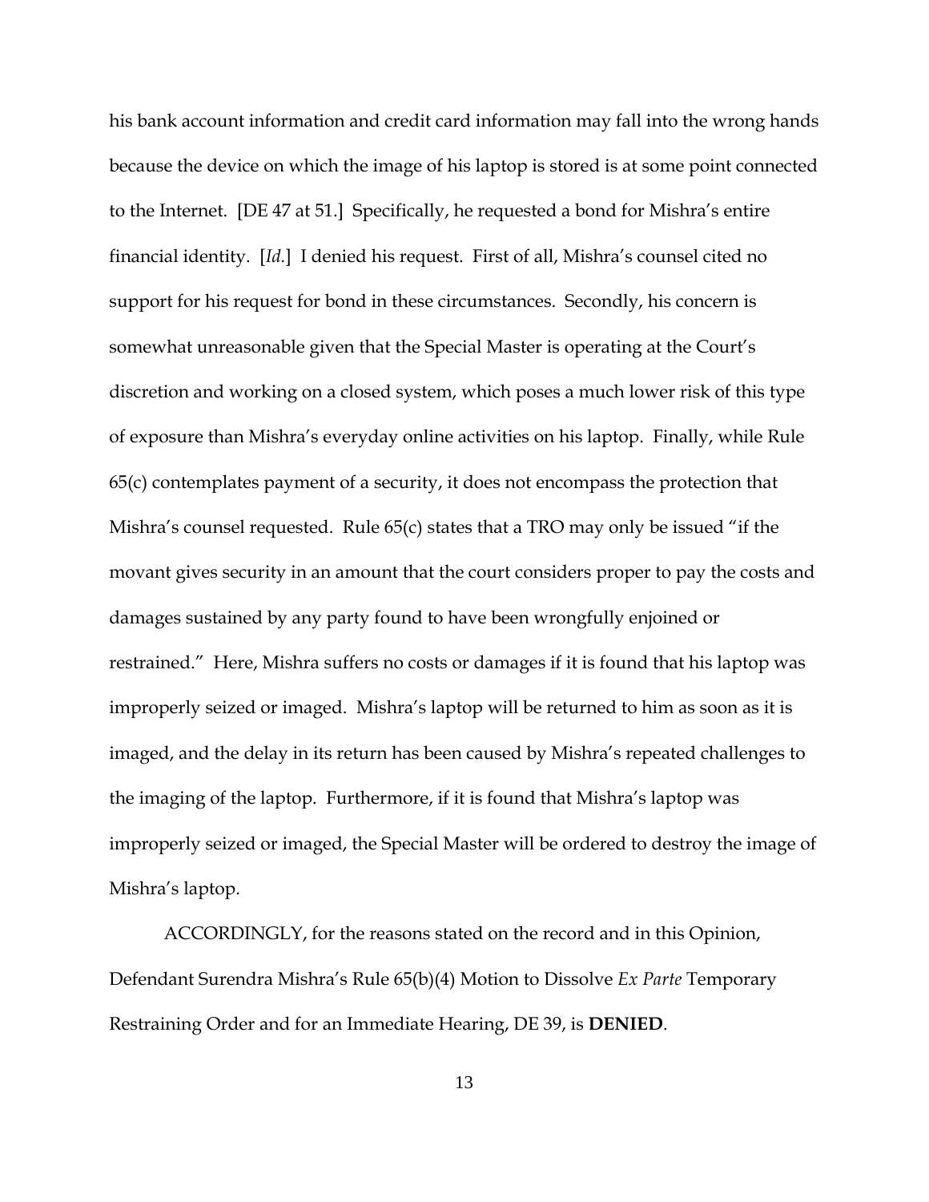his bank account information and credit card information may fall into the wrong hands because the device on which the image of his laptop is stored is at some point connected to the Internet. [DE 47 at 51.] Specifically, he requested a bond for Mishra's entire financial identity. [*Id.*] I denied his request. First of all, Mishra's counsel cited no support for his request for bond in these circumstances. Secondly, his concern is somewhat unreasonable given that the Special Master is operating at the Court's discretion and working on a closed system, which poses a much lower risk of this type of exposure than Mishra's everyday online activities on his laptop. Finally, while Rule 65(c) contemplates payment of a security, it does not encompass the protection that Mishra's counsel requested. Rule 65(c) states that a TRO may only be issued "if the movant gives security in an amount that the court considers proper to pay the costs and damages sustained by any party found to have been wrongfully enjoined or restrained." Here, Mishra suffers no costs or damages if it is found that his laptop was improperly seized or imaged. Mishra's laptop will be returned to him as soon as it is imaged, and the delay in its return has been caused by Mishra's repeated challenges to the imaging of the laptop. Furthermore, if it is found that Mishra's laptop was improperly seized or imaged, the Special Master will be ordered to destroy the image of Mishra's laptop.

ACCORDINGLY, for the reasons stated on the record and in this Opinion, Defendant Surendra Mishra's Rule 65(b)(4) Motion to Dissolve *Ex Parte* Temporary Restraining Order and for an Immediate Hearing, DE 39, is **DENIED**.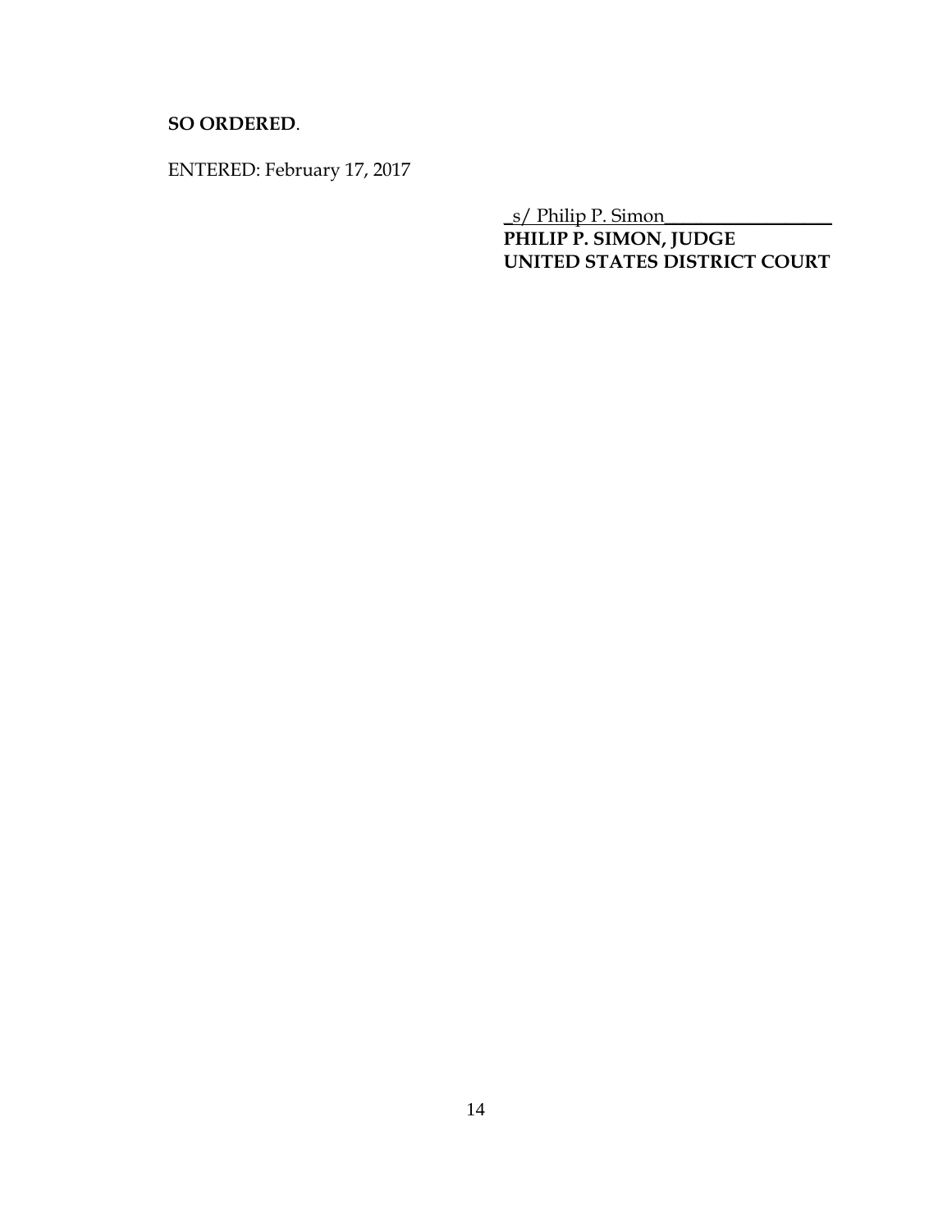**SO ORDERED**.

ENTERED: February 17, 2017

_s/ Philip P. Simon__________________
**PHILIP P. SIMON, JUDGE**
**UNITED STATES DISTRICT COURT**